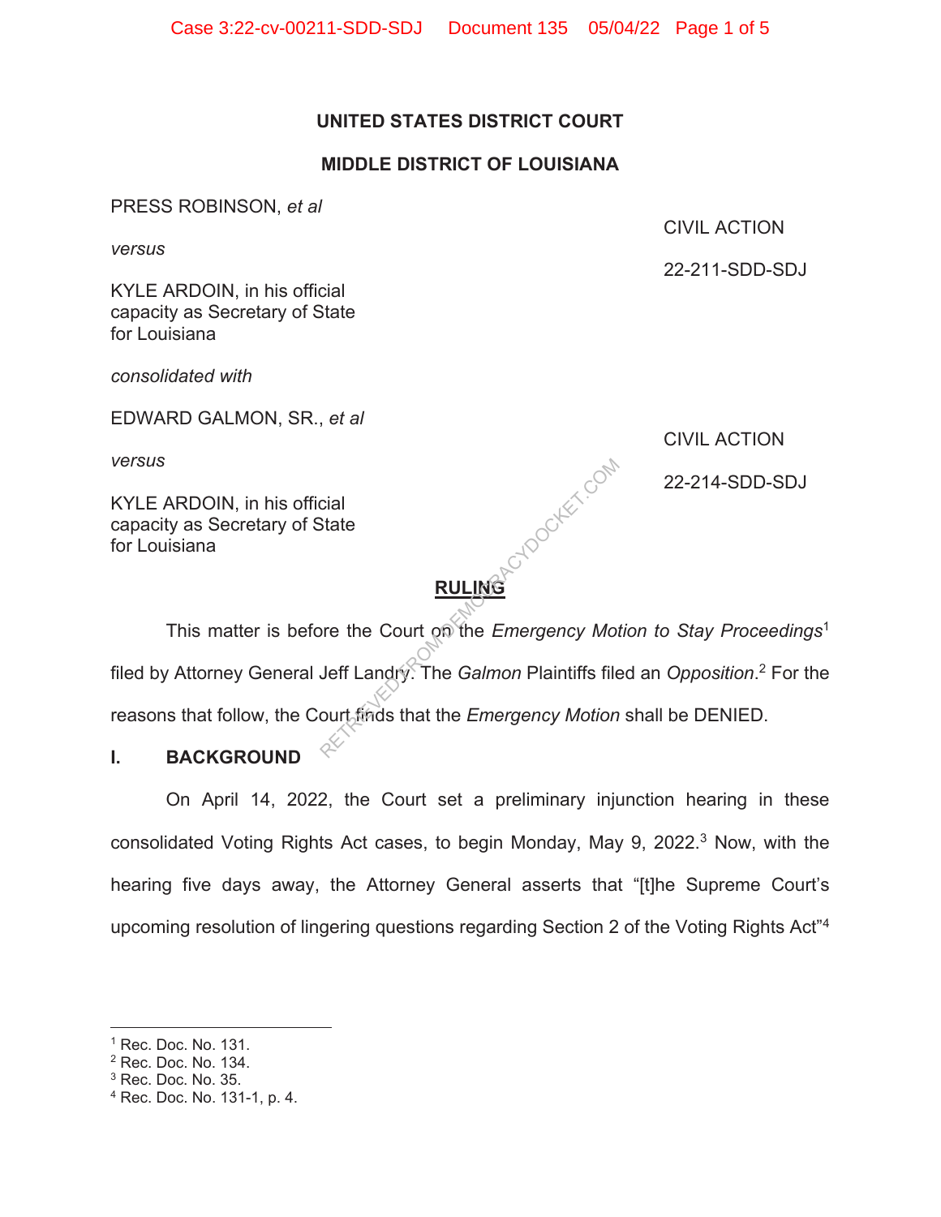**UNITED STATES DISTRICT COURT**

**MIDDLE DISTRICT OF LOUISIANA**

PRESS ROBINSON, *et al*

*versus*

KYLE ARDOIN, in his official capacity as Secretary of State for Louisiana

CIVIL ACTION

22-211-SDD-SDJ

*consolidated with*

EDWARD GALMON, SR., *et al*

*versus*

KYLE ARDOIN, in his official capacity as Secretary of State for Louisiana

CIVIL ACTION

22-214-SDD-SDJ

**RULING**

This matter is before the Court on the *Emergency Motion to Stay Proceedings*[1] filed by Attorney General Jeff Landry. The *Galmon* Plaintiffs filed an *Opposition*.[2] For the reasons that follow, the Court finds that the *Emergency Motion* shall be DENIED.

## I. BACKGROUND

On April 14, 2022, the Court set a preliminary injunction hearing in these consolidated Voting Rights Act cases, to begin Monday, May 9, 2022.[3] Now, with the hearing five days away, the Attorney General asserts that "[t]he Supreme Court's upcoming resolution of lingering questions regarding Section 2 of the Voting Rights Act"[4]

---

[1] Rec. Doc. No. 131.
[2] Rec. Doc. No. 134.
[3] Rec. Doc. No. 35.
[4] Rec. Doc. No. 131-1, p. 4.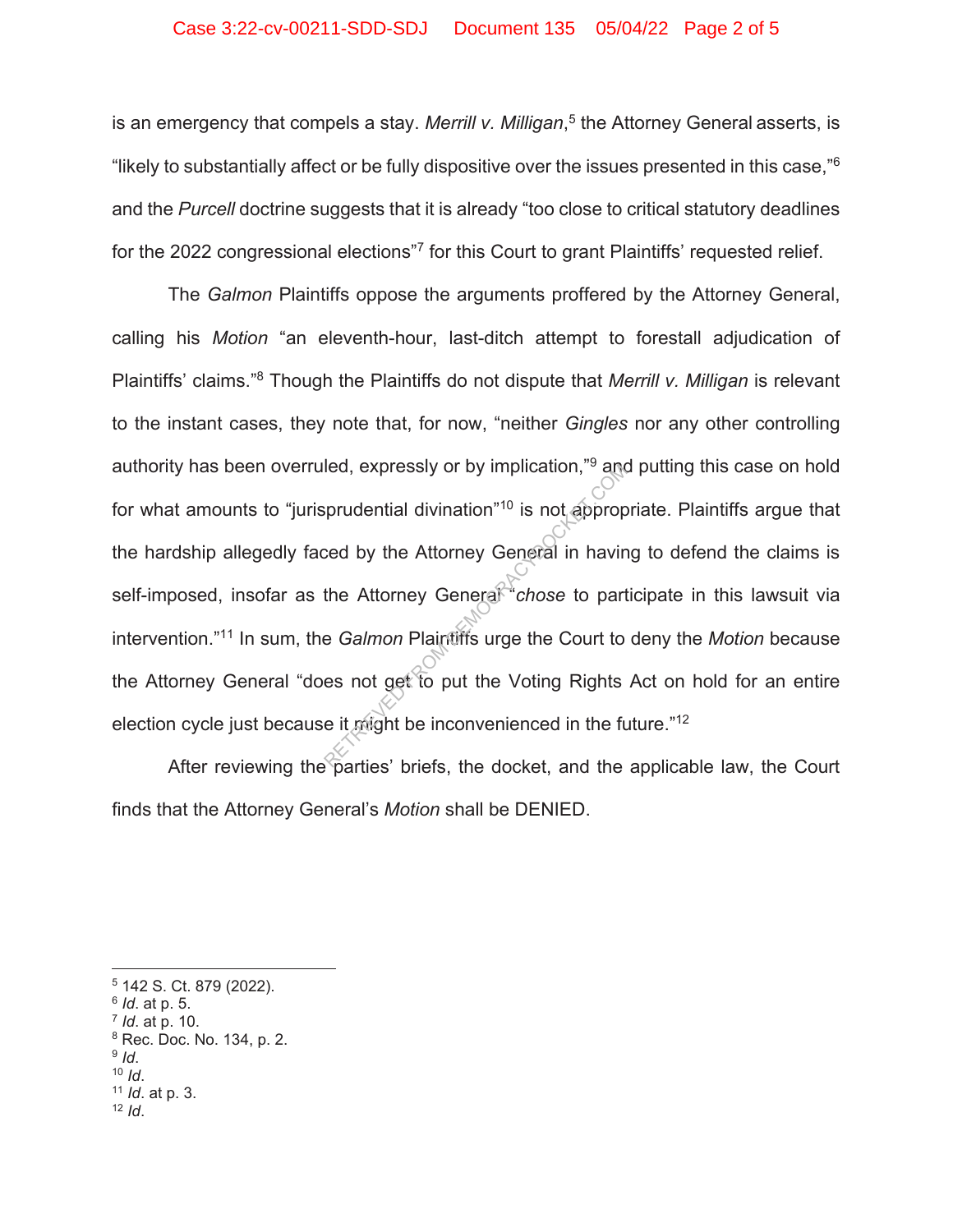is an emergency that compels a stay. *Merrill v. Milligan*,[5] the Attorney General asserts, is "likely to substantially affect or be fully dispositive over the issues presented in this case,"[6] and the *Purcell* doctrine suggests that it is already "too close to critical statutory deadlines for the 2022 congressional elections"[7] for this Court to grant Plaintiffs' requested relief.

The *Galmon* Plaintiffs oppose the arguments proffered by the Attorney General, calling his *Motion* "an eleventh-hour, last-ditch attempt to forestall adjudication of Plaintiffs' claims."[8] Though the Plaintiffs do not dispute that *Merrill v. Milligan* is relevant to the instant cases, they note that, for now, "neither *Gingles* nor any other controlling authority has been overruled, expressly or by implication,"[9] and putting this case on hold for what amounts to "jurisprudential divination"[10] is not appropriate. Plaintiffs argue that the hardship allegedly faced by the Attorney General in having to defend the claims is self-imposed, insofar as the Attorney General "*chose* to participate in this lawsuit via intervention."[11] In sum, the *Galmon* Plaintiffs urge the Court to deny the *Motion* because the Attorney General "does not get to put the Voting Rights Act on hold for an entire election cycle just because it might be inconvenienced in the future."[12]

After reviewing the parties' briefs, the docket, and the applicable law, the Court finds that the Attorney General's *Motion* shall be DENIED.

---

[5] 142 S. Ct. 879 (2022).
[6] *Id*. at p. 5.
[7] *Id*. at p. 10.
[8] Rec. Doc. No. 134, p. 2.
[9] *Id*.
[10] *Id*.
[11] *Id*. at p. 3.
[12] *Id*.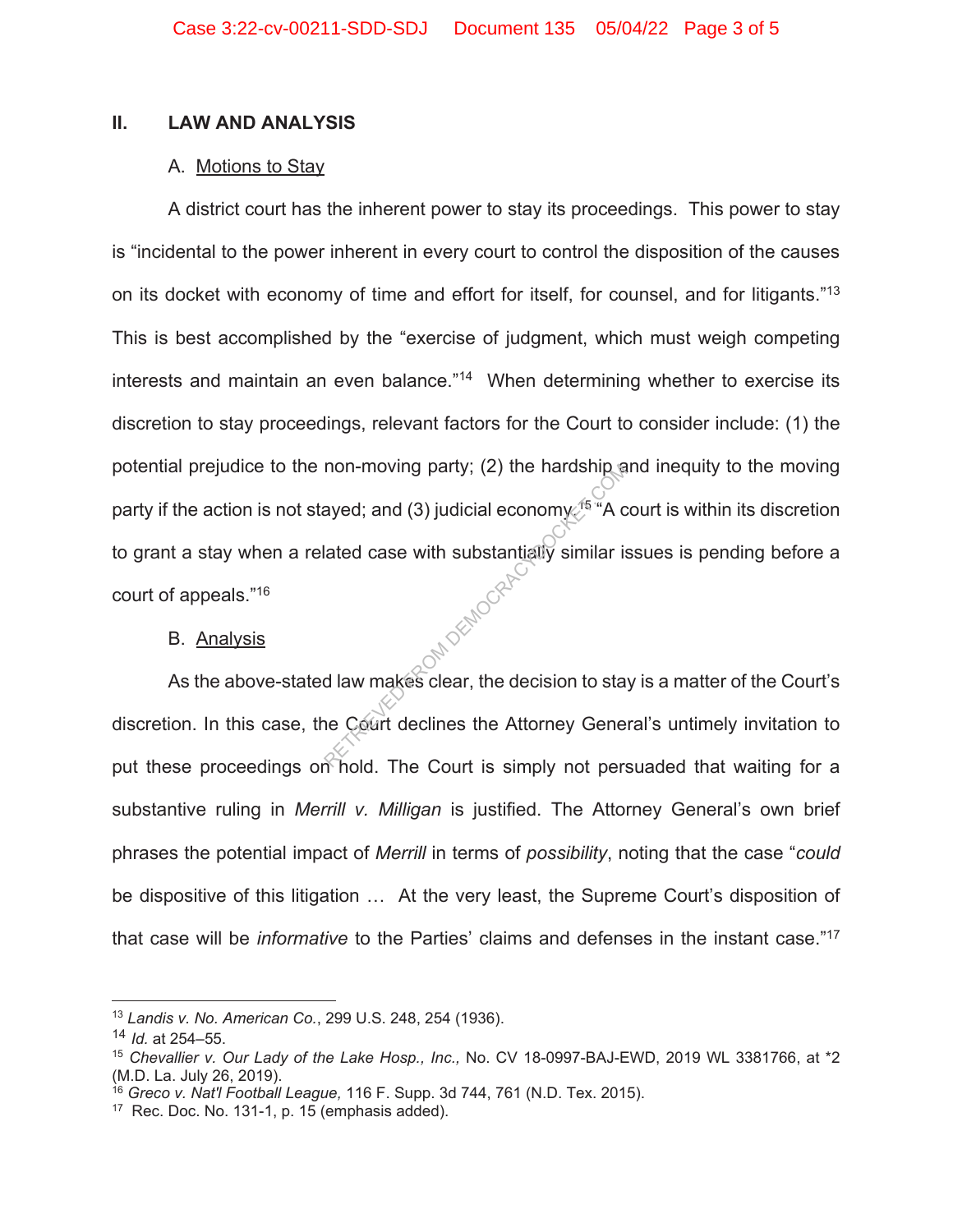## II. LAW AND ANALYSIS

### A. Motions to Stay

A district court has the inherent power to stay its proceedings. This power to stay is "incidental to the power inherent in every court to control the disposition of the causes on its docket with economy of time and effort for itself, for counsel, and for litigants."[13] This is best accomplished by the "exercise of judgment, which must weigh competing interests and maintain an even balance."[14] When determining whether to exercise its discretion to stay proceedings, relevant factors for the Court to consider include: (1) the potential prejudice to the non-moving party; (2) the hardship and inequity to the moving party if the action is not stayed; and (3) judicial economy.[15] "A court is within its discretion to grant a stay when a related case with substantially similar issues is pending before a court of appeals."[16]

### B. Analysis

As the above-stated law makes clear, the decision to stay is a matter of the Court's discretion. In this case, the Court declines the Attorney General's untimely invitation to put these proceedings on hold. The Court is simply not persuaded that waiting for a substantive ruling in *Merrill v. Milligan* is justified. The Attorney General's own brief phrases the potential impact of *Merrill* in terms of *possibility*, noting that the case "*could* be dispositive of this litigation … At the very least, the Supreme Court's disposition of that case will be *informative* to the Parties' claims and defenses in the instant case."[17]

---

[13] *Landis v. No. American Co.*, 299 U.S. 248, 254 (1936).

[14] *Id.* at 254–55.

[15] *Chevallier v. Our Lady of the Lake Hosp., Inc.,* No. CV 18-0997-BAJ-EWD, 2019 WL 3381766, at *2 (M.D. La. July 26, 2019).

[16] *Greco v. Nat'l Football League,* 116 F. Supp. 3d 744, 761 (N.D. Tex. 2015).

[17] Rec. Doc. No. 131-1, p. 15 (emphasis added).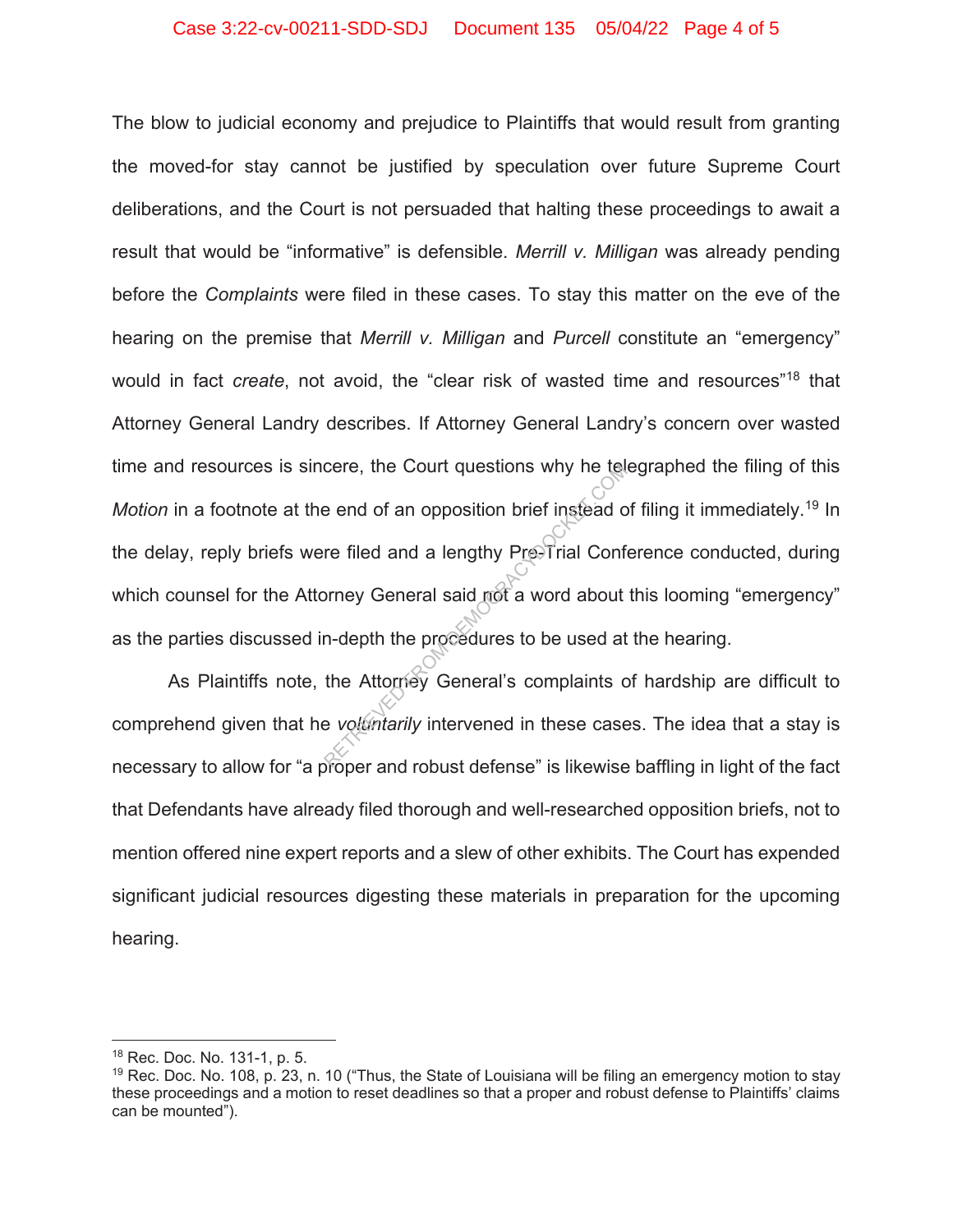The blow to judicial economy and prejudice to Plaintiffs that would result from granting the moved-for stay cannot be justified by speculation over future Supreme Court deliberations, and the Court is not persuaded that halting these proceedings to await a result that would be "informative" is defensible. *Merrill v. Milligan* was already pending before the *Complaints* were filed in these cases. To stay this matter on the eve of the hearing on the premise that *Merrill v. Milligan* and *Purcell* constitute an "emergency" would in fact *create*, not avoid, the "clear risk of wasted time and resources"[18] that Attorney General Landry describes. If Attorney General Landry's concern over wasted time and resources is sincere, the Court questions why he telegraphed the filing of this *Motion* in a footnote at the end of an opposition brief instead of filing it immediately.[19] In the delay, reply briefs were filed and a lengthy Pre-Trial Conference conducted, during which counsel for the Attorney General said not a word about this looming "emergency" as the parties discussed in-depth the procedures to be used at the hearing.

As Plaintiffs note, the Attorney General's complaints of hardship are difficult to comprehend given that he *voluntarily* intervened in these cases. The idea that a stay is necessary to allow for "a proper and robust defense" is likewise baffling in light of the fact that Defendants have already filed thorough and well-researched opposition briefs, not to mention offered nine expert reports and a slew of other exhibits. The Court has expended significant judicial resources digesting these materials in preparation for the upcoming hearing.

---

[18] Rec. Doc. No. 131-1, p. 5.

[19] Rec. Doc. No. 108, p. 23, n. 10 ("Thus, the State of Louisiana will be filing an emergency motion to stay these proceedings and a motion to reset deadlines so that a proper and robust defense to Plaintiffs' claims can be mounted").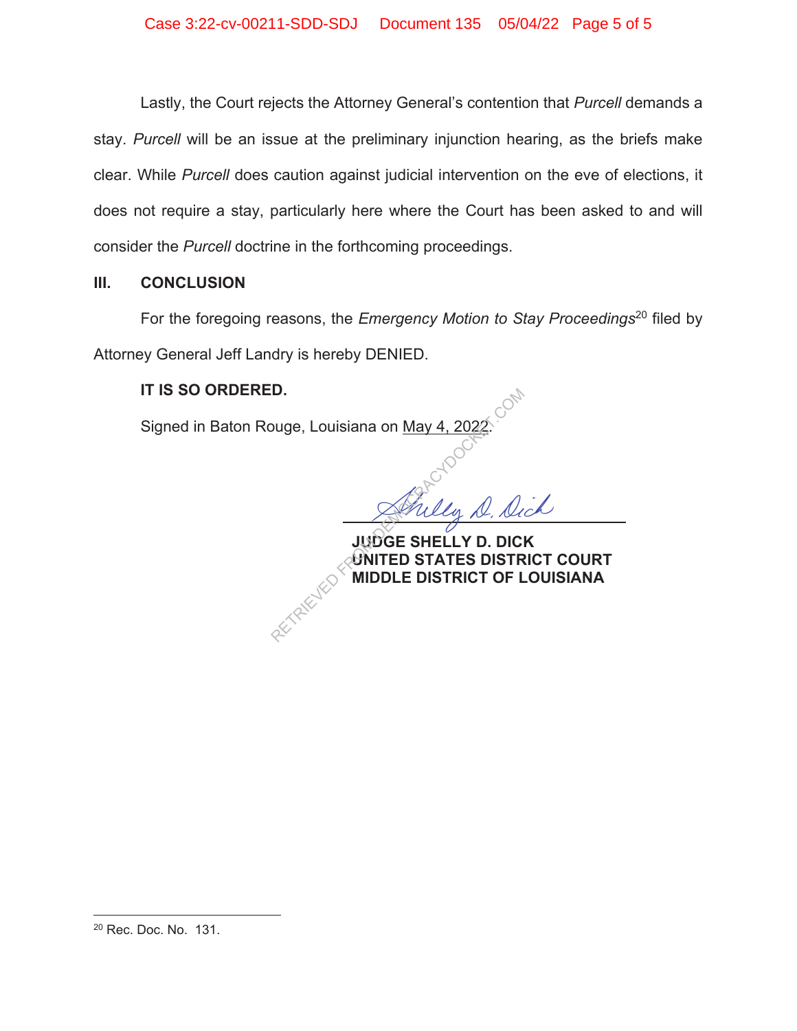Lastly, the Court rejects the Attorney General's contention that *Purcell* demands a stay. *Purcell* will be an issue at the preliminary injunction hearing, as the briefs make clear. While *Purcell* does caution against judicial intervention on the eve of elections, it does not require a stay, particularly here where the Court has been asked to and will consider the *Purcell* doctrine in the forthcoming proceedings.

## III. CONCLUSION

For the foregoing reasons, the *Emergency Motion to Stay Proceedings*[20] filed by Attorney General Jeff Landry is hereby DENIED.

**IT IS SO ORDERED.**

Signed in Baton Rouge, Louisiana on May 4, 2022.

**JUDGE SHELLY D. DICK**
**UNITED STATES DISTRICT COURT**
**MIDDLE DISTRICT OF LOUISIANA**

---

[20] Rec. Doc. No. 131.